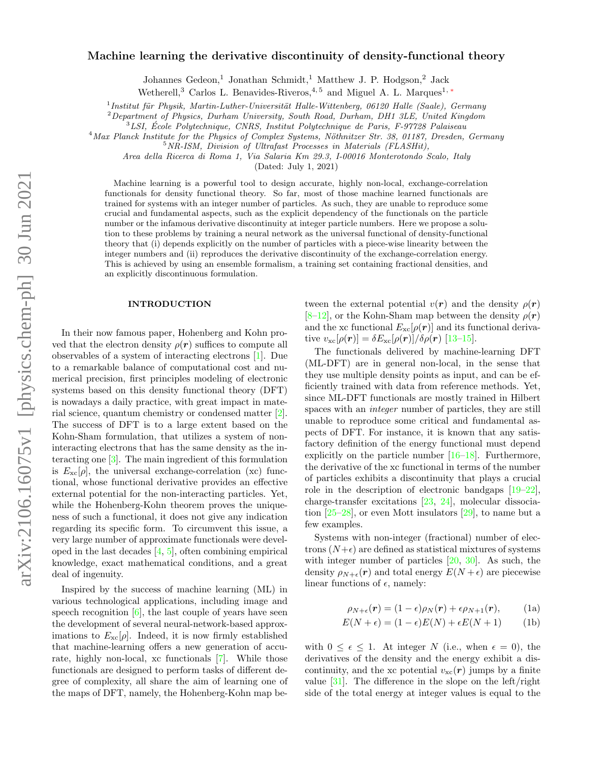# Machine learning the derivative discontinuity of density-functional theory

Johannes Gedeon,[1] Jonathan Schmidt,[1] Matthew J. P. Hodgson,[2] Jack Wetherell,[3] Carlos L. Benavides-Riveros,[4,5] and Miguel A. L. Marques[1,*]

[1] *Institut für Physik, Martin-Luther-Universität Halle-Wittenberg, 06120 Halle (Saale), Germany*
[2] *Department of Physics, Durham University, South Road, Durham, DH1 3LE, United Kingdom*
[3] *LSI, École Polytechnique, CNRS, Institut Polytechnique de Paris, F-97728 Palaiseau*
[4] *Max Planck Institute for the Physics of Complex Systems, Nöthnitzer Str. 38, 01187, Dresden, Germany*
[5] *NR-ISM, Division of Ultrafast Processes in Materials (FLASHit), Area della Ricerca di Roma 1, Via Salaria Km 29.3, I-00016 Monterotondo Scalo, Italy*

(Dated: July 1, 2021)

Machine learning is a powerful tool to design accurate, highly non-local, exchange-correlation functionals for density functional theory. So far, most of those machine learned functionals are trained for systems with an integer number of particles. As such, they are unable to reproduce some crucial and fundamental aspects, such as the explicit dependency of the functionals on the particle number or the infamous derivative discontinuity at integer particle numbers. Here we propose a solution to these problems by training a neural network as the universal functional of density-functional theory that (i) depends explicitly on the number of particles with a piece-wise linearity between the integer numbers and (ii) reproduces the derivative discontinuity of the exchange-correlation energy. This is achieved by using an ensemble formalism, a training set containing fractional densities, and an explicitly discontinuous formulation.

## INTRODUCTION

In their now famous paper, Hohenberg and Kohn proved that the electron density $\rho(\boldsymbol{r})$ suffices to compute all observables of a system of interacting electrons [1]. Due to a remarkable balance of computational cost and numerical precision, first principles modeling of electronic systems based on this density functional theory (DFT) is nowadays a daily practice, with great impact in material science, quantum chemistry or condensed matter [2]. The success of DFT is to a large extent based on the Kohn-Sham formulation, that utilizes a system of non-interacting electrons that has the same density as the interacting one [3]. The main ingredient of this formulation is $E_{\rm xc}[\rho]$, the universal exchange-correlation (xc) functional, whose functional derivative provides an effective external potential for the non-interacting particles. Yet, while the Hohenberg-Kohn theorem proves the uniqueness of such a functional, it does not give any indication regarding its specific form. To circumvent this issue, a very large number of approximate functionals were developed in the last decades [4, 5], often combining empirical knowledge, exact mathematical conditions, and a great deal of ingenuity.

Inspired by the success of machine learning (ML) in various technological applications, including image and speech recognition [6], the last couple of years have seen the development of several neural-network-based approximations to $E_{\rm xc}[\rho]$. Indeed, it is now firmly established that machine-learning offers a new generation of accurate, highly non-local, xc functionals [7]. While those functionals are designed to perform tasks of different degree of complexity, all share the aim of learning one of the maps of DFT, namely, the Hohenberg-Kohn map between the external potential $v(\boldsymbol{r})$ and the density $\rho(\boldsymbol{r})$ [8–12], or the Kohn-Sham map between the density $\rho(\boldsymbol{r})$ and the xc functional $E_{\rm xc}[\rho(\boldsymbol{r})]$ and its functional derivative $v_{\rm xc}[\rho(\boldsymbol{r})] = \delta E_{\rm xc}[\rho(\boldsymbol{r})]/\delta\rho(\boldsymbol{r})$ [13–15].

The functionals delivered by machine-learning DFT (ML-DFT) are in general non-local, in the sense that they use multiple density points as input, and can be efficiently trained with data from reference methods. Yet, since ML-DFT functionals are mostly trained in Hilbert spaces with an *integer* number of particles, they are still unable to reproduce some critical and fundamental aspects of DFT. For instance, it is known that any satisfactory definition of the energy functional must depend explicitly on the particle number [16–18]. Furthermore, the derivative of the xc functional in terms of the number of particles exhibits a discontinuity that plays a crucial role in the description of electronic bandgaps [19–22], charge-transfer excitations [23, 24], molecular dissociation [25–28], or even Mott insulators [29], to name but a few examples.

Systems with non-integer (fractional) number of electrons $(N+\epsilon)$ are defined as statistical mixtures of systems with integer number of particles [20, 30]. As such, the density $\rho_{N+\epsilon}(\boldsymbol{r})$ and total energy $E(N+\epsilon)$ are piecewise linear functions of $\epsilon$, namely:

$$\rho_{N+\epsilon}(\boldsymbol{r}) = (1-\epsilon)\rho_N(\boldsymbol{r}) + \epsilon\rho_{N+1}(\boldsymbol{r}), \tag{1a}$$

$$E(N+\epsilon) = (1-\epsilon)E(N) + \epsilon E(N+1) \tag{1b}$$

with $0 \leq \epsilon \leq 1$. At integer $N$ (i.e., when $\epsilon = 0$), the derivatives of the density and the energy exhibit a discontinuity, and the xc potential $v_{\rm xc}(\boldsymbol{r})$ jumps by a finite value [31]. The difference in the slope on the left/right side of the total energy at integer values is equal to the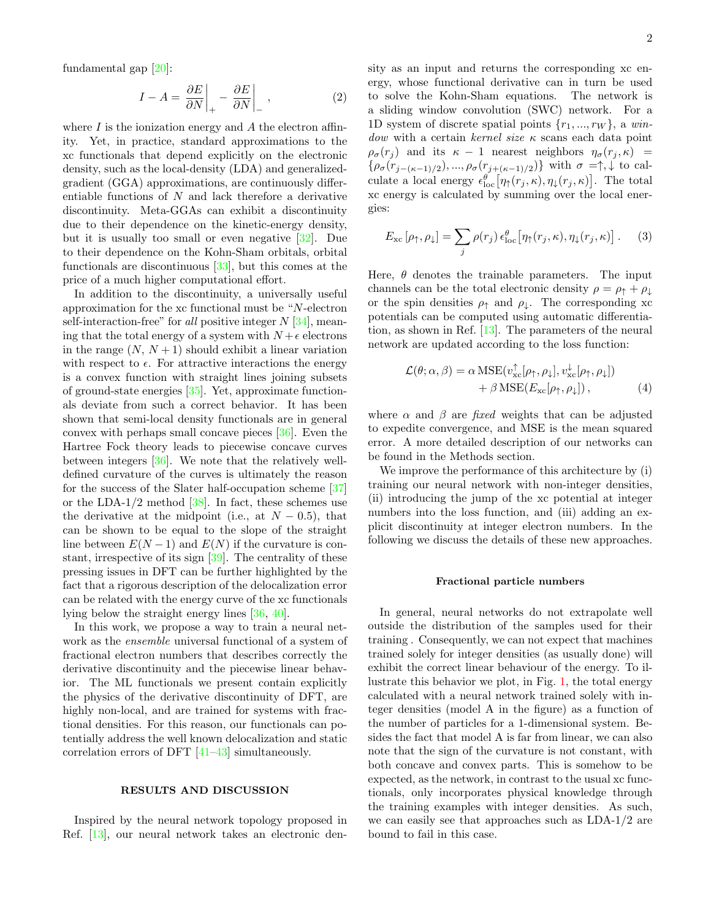fundamental gap [20]:

$$I - A = \left.\frac{\partial E}{\partial N}\right|_{+} - \left.\frac{\partial E}{\partial N}\right|_{-}\,, \tag{2}$$

where $I$ is the ionization energy and $A$ the electron affinity. Yet, in practice, standard approximations to the xc functionals that depend explicitly on the electronic density, such as the local-density (LDA) and generalized-gradient (GGA) approximations, are continuously differentiable functions of $N$ and lack therefore a derivative discontinuity. Meta-GGAs can exhibit a discontinuity due to their dependence on the kinetic-energy density, but it is usually too small or even negative [32]. Due to their dependence on the Kohn-Sham orbitals, orbital functionals are discontinuous [33], but this comes at the price of a much higher computational effort.

In addition to the discontinuity, a universally useful approximation for the xc functional must be "$N$-electron self-interaction-free" for *all* positive integer $N$ [34], meaning that the total energy of a system with $N+\epsilon$ electrons in the range $(N,\, N+1)$ should exhibit a linear variation with respect to $\epsilon$. For attractive interactions the energy is a convex function with straight lines joining subsets of ground-state energies [35]. Yet, approximate functionals deviate from such a correct behavior. It has been shown that semi-local density functionals are in general convex with perhaps small concave pieces [36]. Even the Hartree Fock theory leads to piecewise concave curves between integers [36]. We note that the relatively well-defined curvature of the curves is ultimately the reason for the success of the Slater half-occupation scheme [37] or the LDA-1/2 method [38]. In fact, these schemes use the derivative at the midpoint (i.e., at $N-0.5$), that can be shown to be equal to the slope of the straight line between $E(N-1)$ and $E(N)$ if the curvature is constant, irrespective of its sign [39]. The centrality of these pressing issues in DFT can be further highlighted by the fact that a rigorous description of the delocalization error can be related with the energy curve of the xc functionals lying below the straight energy lines [36, 40].

In this work, we propose a way to train a neural network as the *ensemble* universal functional of a system of fractional electron numbers that describes correctly the derivative discontinuity and the piecewise linear behavior. The ML functionals we present contain explicitly the physics of the derivative discontinuity of DFT, are highly non-local, and are trained for systems with fractional densities. For this reason, our functionals can potentially address the well known delocalization and static correlation errors of DFT [41–43] simultaneously.

## RESULTS AND DISCUSSION

Inspired by the neural network topology proposed in Ref. [13], our neural network takes an electronic density as an input and returns the corresponding xc energy, whose functional derivative can in turn be used to solve the Kohn-Sham equations. The network is a sliding window convolution (SWC) network. For a 1D system of discrete spatial points $\{r_1, ..., r_W\}$, a *window* with a certain *kernel size* $\kappa$ scans each data point $\rho_\sigma(r_j)$ and its $\kappa-1$ nearest neighbors $\eta_\sigma(r_j,\kappa) = \{\rho_\sigma(r_{j-(\kappa-1)/2}), ..., \rho_\sigma(r_{j+(\kappa-1)/2})\}$ with $\sigma = \uparrow, \downarrow$ to calculate a local energy $\epsilon^\theta_{\text{loc}}\big[\eta_\uparrow(r_j,\kappa), \eta_\downarrow(r_j,\kappa)\big]$. The total xc energy is calculated by summing over the local energies:

$$E_{\text{xc}}\left[\rho_\uparrow, \rho_\downarrow\right] = \sum_j \rho(r_j)\, \epsilon^\theta_{\text{loc}}\big[\eta_\uparrow(r_j,\kappa), \eta_\downarrow(r_j,\kappa)\big]\,. \tag{3}$$

Here, $\theta$ denotes the trainable parameters. The input channels can be the total electronic density $\rho = \rho_\uparrow + \rho_\downarrow$ or the spin densities $\rho_\uparrow$ and $\rho_\downarrow$. The corresponding xc potentials can be computed using automatic differentiation, as shown in Ref. [13]. The parameters of the neural network are updated according to the loss function:

$$\begin{aligned}\mathcal{L}(\theta;\alpha,\beta) = {}& \alpha\,\text{MSE}(v^\uparrow_{\text{xc}}[\rho_\uparrow,\rho_\downarrow], v^\downarrow_{\text{xc}}[\rho_\uparrow,\rho_\downarrow]) \\ &+ \beta\,\text{MSE}(E_{\text{xc}}[\rho_\uparrow,\rho_\downarrow])\,,\end{aligned} \tag{4}$$

where $\alpha$ and $\beta$ are *fixed* weights that can be adjusted to expedite convergence, and MSE is the mean squared error. A more detailed description of our networks can be found in the Methods section.

We improve the performance of this architecture by (i) training our neural network with non-integer densities, (ii) introducing the jump of the xc potential at integer numbers into the loss function, and (iii) adding an explicit discontinuity at integer electron numbers. In the following we discuss the details of these new approaches.

### Fractional particle numbers

In general, neural networks do not extrapolate well outside the distribution of the samples used for their training . Consequently, we can not expect that machines trained solely for integer densities (as usually done) will exhibit the correct linear behaviour of the energy. To illustrate this behavior we plot, in Fig. 1, the total energy calculated with a neural network trained solely with integer densities (model A in the figure) as a function of the number of particles for a 1-dimensional system. Besides the fact that model A is far from linear, we can also note that the sign of the curvature is not constant, with both concave and convex parts. This is somehow to be expected, as the network, in contrast to the usual xc functionals, only incorporates physical knowledge through the training examples with integer densities. As such, we can easily see that approaches such as LDA-1/2 are bound to fail in this case.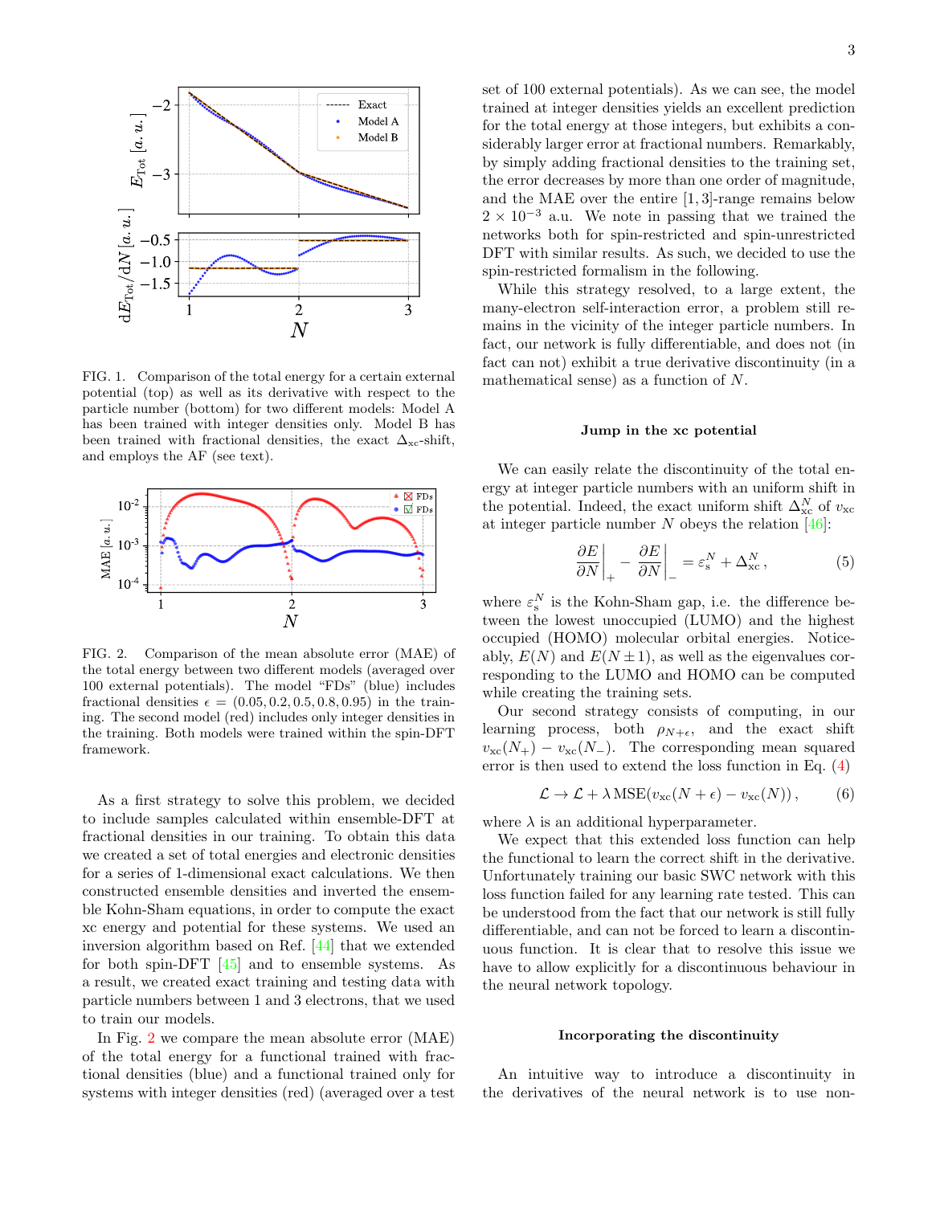−2

−3

$E_{\rm Tot}$ [a. u.]

Exact
Model A
Model B

−0.5
−1.0
−1.5

$dE_{\rm Tot}/dN$ [a. u.]

1 2 3

$N$

FIG. 1. Comparison of the total energy for a certain external potential (top) as well as its derivative with respect to the particle number (bottom) for two different models: Model A has been trained with integer densities only. Model B has been trained with fractional densities, the exact $\Delta_{\rm xc}$-shift, and employs the AF (see text).

$10^{-2}$
$10^{-3}$
$10^{-4}$

MAE [a. u.]

FDs
FDs

1 2 3

$N$

FIG. 2. Comparison of the mean absolute error (MAE) of the total energy between two different models (averaged over 100 external potentials). The model "FDs" (blue) includes fractional densities $\epsilon = (0.05, 0.2, 0.5, 0.8, 0.95)$ in the training. The second model (red) includes only integer densities in the training. Both models were trained within the spin-DFT framework.

As a first strategy to solve this problem, we decided to include samples calculated within ensemble-DFT at fractional densities in our training. To obtain this data we created a set of total energies and electronic densities for a series of 1-dimensional exact calculations. We then constructed ensemble densities and inverted the ensemble Kohn-Sham equations, in order to compute the exact xc energy and potential for these systems. We used an inversion algorithm based on Ref. [44] that we extended for both spin-DFT [45] and to ensemble systems. As a result, we created exact training and testing data with particle numbers between 1 and 3 electrons, that we used to train our models.

In Fig. 2 we compare the mean absolute error (MAE) of the total energy for a functional trained with fractional densities (blue) and a functional trained only for systems with integer densities (red) (averaged over a test set of 100 external potentials). As we can see, the model trained at integer densities yields an excellent prediction for the total energy at those integers, but exhibits a considerably larger error at fractional numbers. Remarkably, by simply adding fractional densities to the training set, the error decreases by more than one order of magnitude, and the MAE over the entire $[1, 3]$-range remains below $2 \times 10^{-3}$ a.u. We note in passing that we trained the networks both for spin-restricted and spin-unrestricted DFT with similar results. As such, we decided to use the spin-restricted formalism in the following.

While this strategy resolved, to a large extent, the many-electron self-interaction error, a problem still remains in the vicinity of the integer particle numbers. In fact, our network is fully differentiable, and does not (in fact can not) exhibit a true derivative discontinuity (in a mathematical sense) as a function of $N$.

### Jump in the xc potential

We can easily relate the discontinuity of the total energy at integer particle numbers with an uniform shift in the potential. Indeed, the exact uniform shift $\Delta^N_{\rm xc}$ of $v_{\rm xc}$ at integer particle number $N$ obeys the relation [46]:

$$\left.\frac{\partial E}{\partial N}\right|_{+} - \left.\frac{\partial E}{\partial N}\right|_{-} = \varepsilon^N_{\rm s} + \Delta^N_{\rm xc}\,, \tag{5}$$

where $\varepsilon^N_{\rm s}$ is the Kohn-Sham gap, i.e. the difference between the lowest unoccupied (LUMO) and the highest occupied (HOMO) molecular orbital energies. Noticeably, $E(N)$ and $E(N \pm 1)$, as well as the eigenvalues corresponding to the LUMO and HOMO can be computed while creating the training sets.

Our second strategy consists of computing, in our learning process, both $\rho_{N+\epsilon}$, and the exact shift $v_{\rm xc}(N_+) - v_{\rm xc}(N_-)$. The corresponding mean squared error is then used to extend the loss function in Eq. (4)

$$\mathcal{L} \to \mathcal{L} + \lambda\, {\rm MSE}(v_{\rm xc}(N+\epsilon) - v_{\rm xc}(N))\,, \tag{6}$$

where $\lambda$ is an additional hyperparameter.

We expect that this extended loss function can help the functional to learn the correct shift in the derivative. Unfortunately training our basic SWC network with this loss function failed for any learning rate tested. This can be understood from the fact that our network is still fully differentiable, and can not be forced to learn a discontinuous function. It is clear that to resolve this issue we have to allow explicitly for a discontinuous behaviour in the neural network topology.

### Incorporating the discontinuity

An intuitive way to introduce a discontinuity in the derivatives of the neural network is to use non-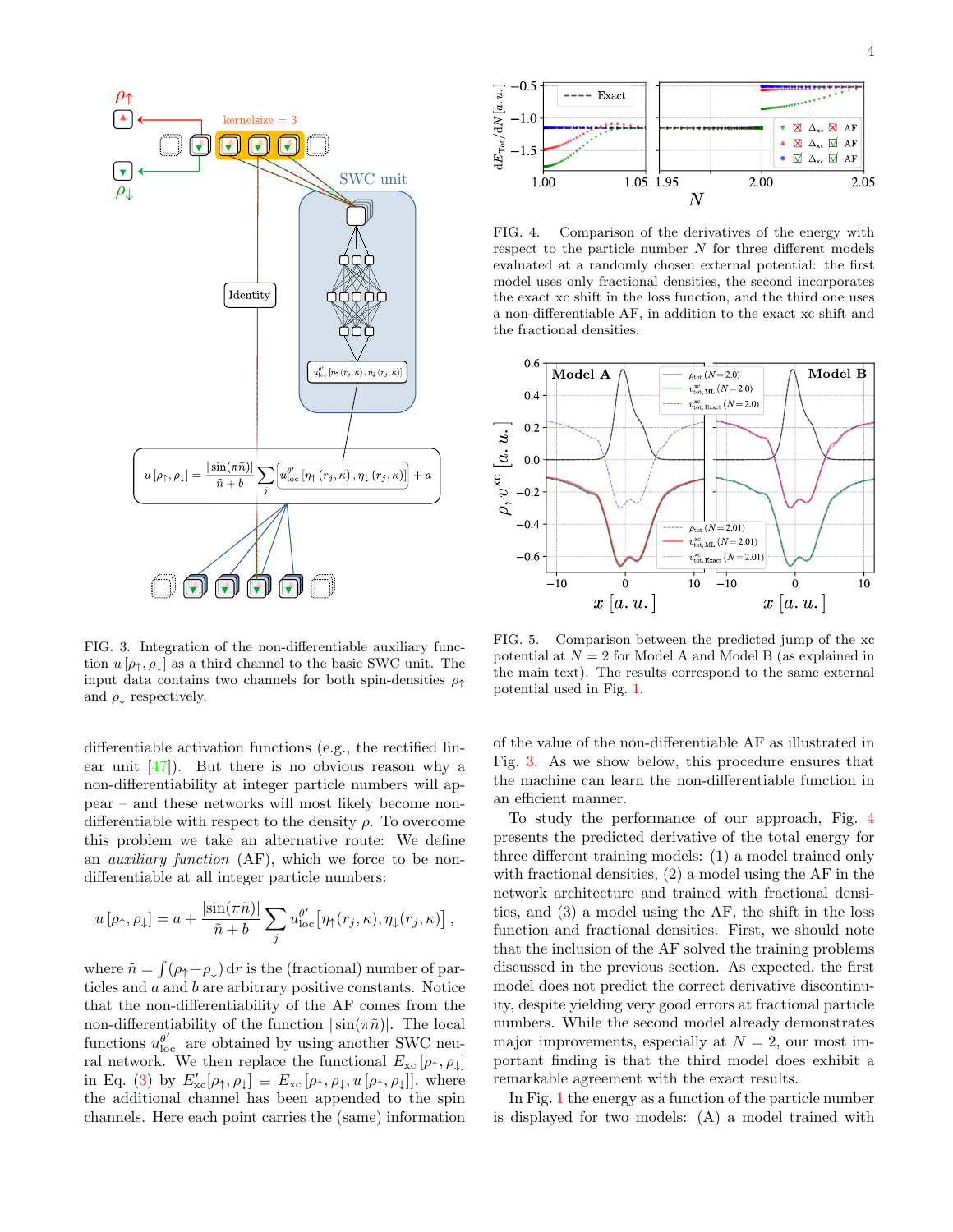$\rho_\uparrow$

kernelsize = 3

SWC unit

$\rho_\downarrow$

Identity

$u^{\theta'}_{\rm loc}\left[\eta_\uparrow(r_j,\kappa),\eta_\downarrow(r_j,\kappa)\right]$

$u\left[\rho_\uparrow,\rho_\downarrow\right]=\frac{|\sin(\pi\tilde{n})|}{\tilde{n}+b}\sum_j u^{\theta'}_{\rm loc}\left[\eta_\uparrow(r_j,\kappa),\eta_\downarrow(r_j,\kappa)\right]+a$

FIG. 3. Integration of the non-differentiable auxiliary function $u\left[\rho_\uparrow,\rho_\downarrow\right]$ as a third channel to the basic SWC unit. The input data contains two channels for both spin-densities $\rho_\uparrow$ and $\rho_\downarrow$ respectively.

$\mathrm{d}E_{\rm Tot}/\mathrm{d}N$ [a. u.]

−0.5
−1.0
−1.5

Exact

1.00 1.05 1.95 2.00 2.05

$N$

☒ $\Delta_{\rm xc}$ ☒ AF
☒ $\Delta_{\rm xc}$ ☑ AF
☑ $\Delta_{\rm xc}$ ☑ AF

FIG. 4. Comparison of the derivatives of the energy with respect to the particle number $N$ for three different models evaluated at a randomly chosen external potential: the first model uses only fractional densities, the second incorporates the exact xc shift in the loss function, and the third one uses a non-differentiable AF, in addition to the exact xc shift and the fractional densities.

Model A

Model B

$\rho_{\rm tot}$ ($N=2.0$)
$v^{\rm xc}_{\rm tot,\,ML}$ ($N=2.0$)
$v^{\rm xc}_{\rm tot,\,Exact}$ ($N=2.0$)

$\rho_{\rm tot}$ ($N=2.01$)
$v^{\rm xc}_{\rm tot,\,ML}$ ($N=2.01$)
$v^{\rm xc}_{\rm tot,\,Exact}$ ($N=2.01$)

$\rho, v^{\rm xc}$ [a. u.]

0.6
0.4
0.2
0.0
−0.2
−0.4
−0.6

−10 0 10 −10 0 10

$x$ [a. u.] $x$ [a. u.]

FIG. 5. Comparison between the predicted jump of the xc potential at $N = 2$ for Model A and Model B (as explained in the main text). The results correspond to the same external potential used in Fig. 1.

differentiable activation functions (e.g., the rectified linear unit [47]). But there is no obvious reason why a non-differentiability at integer particle numbers will appear – and these networks will most likely become non-differentiable with respect to the density $\rho$. To overcome this problem we take an alternative route: We define an *auxiliary function* (AF), which we force to be non-differentiable at all integer particle numbers:

$$u\left[\rho_\uparrow,\rho_\downarrow\right]=a+\frac{|\sin(\pi\tilde{n})|}{\tilde{n}+b}\sum_j u^{\theta'}_{\rm loc}\left[\eta_\uparrow(r_j,\kappa),\eta_\downarrow(r_j,\kappa)\right],$$

where $\tilde{n}=\int(\rho_\uparrow+\rho_\downarrow)\,\mathrm{d}r$ is the (fractional) number of particles and $a$ and $b$ are arbitrary positive constants. Notice that the non-differentiability of the AF comes from the non-differentiability of the function $|\sin(\pi\tilde{n})|$. The local functions $u^{\theta'}_{\rm loc}$ are obtained by using another SWC neural network. We then replace the functional $E_{\rm xc}\left[\rho_\uparrow,\rho_\downarrow\right]$ in Eq. (3) by $E'_{\rm xc}[\rho_\uparrow,\rho_\downarrow]\equiv E_{\rm xc}\left[\rho_\uparrow,\rho_\downarrow,u\left[\rho_\uparrow,\rho_\downarrow\right]\right]$, where the additional channel has been appended to the spin channels. Here each point carries the (same) information of the value of the non-differentiable AF as illustrated in Fig. 3. As we show below, this procedure ensures that the machine can learn the non-differentiable function in an efficient manner.

To study the performance of our approach, Fig. 4 presents the predicted derivative of the total energy for three different training models: (1) a model trained only with fractional densities, (2) a model using the AF in the network architecture and trained with fractional densities, and (3) a model using the AF, the shift in the loss function and fractional densities. First, we should note that the inclusion of the AF solved the training problems discussed in the previous section. As expected, the first model does not predict the correct derivative discontinuity, despite yielding very good errors at fractional particle numbers. While the second model already demonstrates major improvements, especially at $N = 2$, our most important finding is that the third model does exhibit a remarkable agreement with the exact results.

In Fig. 1 the energy as a function of the particle number is displayed for two models: (A) a model trained with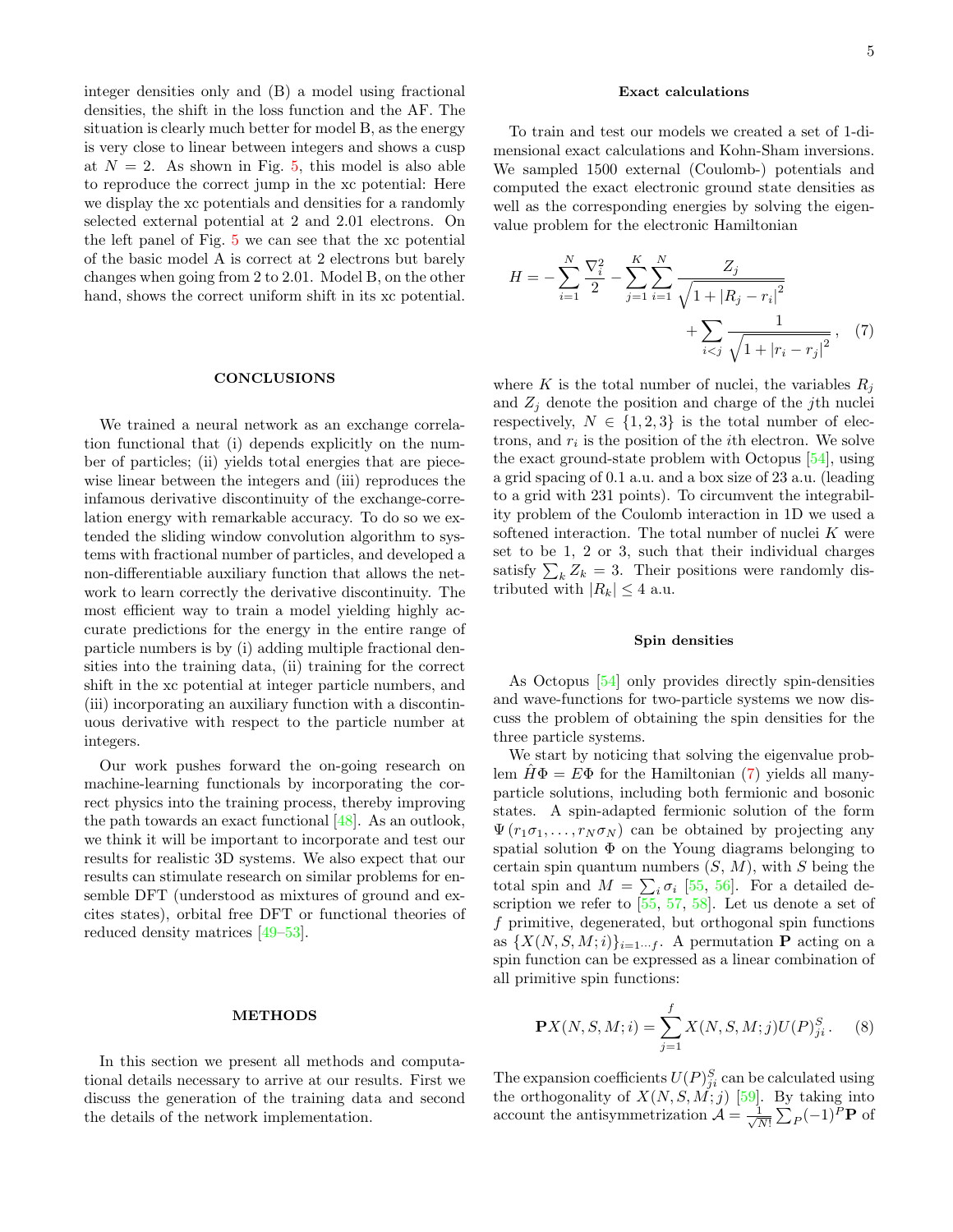integer densities only and (B) a model using fractional densities, the shift in the loss function and the AF. The situation is clearly much better for model B, as the energy is very close to linear between integers and shows a cusp at $N = 2$. As shown in Fig. 5, this model is also able to reproduce the correct jump in the xc potential: Here we display the xc potentials and densities for a randomly selected external potential at 2 and 2.01 electrons. On the left panel of Fig. 5 we can see that the xc potential of the basic model A is correct at 2 electrons but barely changes when going from 2 to 2.01. Model B, on the other hand, shows the correct uniform shift in its xc potential.

## CONCLUSIONS

We trained a neural network as an exchange correlation functional that (i) depends explicitly on the number of particles; (ii) yields total energies that are piecewise linear between the integers and (iii) reproduces the infamous derivative discontinuity of the exchange-correlation energy with remarkable accuracy. To do so we extended the sliding window convolution algorithm to systems with fractional number of particles, and developed a non-differentiable auxiliary function that allows the network to learn correctly the derivative discontinuity. The most efficient way to train a model yielding highly accurate predictions for the energy in the entire range of particle numbers is by (i) adding multiple fractional densities into the training data, (ii) training for the correct shift in the xc potential at integer particle numbers, and (iii) incorporating an auxiliary function with a discontinuous derivative with respect to the particle number at integers.

Our work pushes forward the on-going research on machine-learning functionals by incorporating the correct physics into the training process, thereby improving the path towards an exact functional [48]. As an outlook, we think it will be important to incorporate and test our results for realistic 3D systems. We also expect that our results can stimulate research on similar problems for ensemble DFT (understood as mixtures of ground and excites states), orbital free DFT or functional theories of reduced density matrices [49–53].

## METHODS

In this section we present all methods and computational details necessary to arrive at our results. First we discuss the generation of the training data and second the details of the network implementation.

### Exact calculations

To train and test our models we created a set of 1-dimensional exact calculations and Kohn-Sham inversions. We sampled 1500 external (Coulomb-) potentials and computed the exact electronic ground state densities as well as the corresponding energies by solving the eigenvalue problem for the electronic Hamiltonian

$$H = -\sum_{i=1}^{N}\frac{\nabla_i^2}{2} - \sum_{j=1}^{K}\sum_{i=1}^{N}\frac{Z_j}{\sqrt{1+|R_j - r_i|^2}} + \sum_{i<j}\frac{1}{\sqrt{1+|r_i - r_j|^2}}\,, \quad (7)$$

where $K$ is the total number of nuclei, the variables $R_j$ and $Z_j$ denote the position and charge of the $j$th nuclei respectively, $N \in \{1, 2, 3\}$ is the total number of electrons, and $r_i$ is the position of the $i$th electron. We solve the exact ground-state problem with Octopus [54], using a grid spacing of 0.1 a.u. and a box size of 23 a.u. (leading to a grid with 231 points). To circumvent the integrability problem of the Coulomb interaction in 1D we used a softened interaction. The total number of nuclei $K$ were set to be 1, 2 or 3, such that their individual charges satisfy $\sum_k Z_k = 3$. Their positions were randomly distributed with $|R_k| \leq 4$ a.u.

### Spin densities

As Octopus [54] only provides directly spin-densities and wave-functions for two-particle systems we now discuss the problem of obtaining the spin densities for the three particle systems.

We start by noticing that solving the eigenvalue problem $\hat{H}\Phi = E\Phi$ for the Hamiltonian (7) yields all many-particle solutions, including both fermionic and bosonic states. A spin-adapted fermionic solution of the form $\Psi(r_1\sigma_1, \ldots, r_N\sigma_N)$ can be obtained by projecting any spatial solution $\Phi$ on the Young diagrams belonging to certain spin quantum numbers $(S, M)$, with $S$ being the total spin and $M = \sum_i \sigma_i$ [55, 56]. For a detailed description we refer to [55, 57, 58]. Let us denote a set of $f$ primitive, degenerated, but orthogonal spin functions as $\{X(N, S, M; i)\}_{i=1\cdots f}$. A permutation $\mathbf{P}$ acting on a spin function can be expressed as a linear combination of all primitive spin functions:

$$\mathbf{P}X(N, S, M; i) = \sum_{j=1}^{f} X(N, S, M; j)U(P)^S_{ji}\,. \quad (8)$$

The expansion coefficients $U(P)^S_{ji}$ can be calculated using the orthogonality of $X(N, S, M; j)$ [59]. By taking into account the antisymmetrization $\mathcal{A} = \frac{1}{\sqrt{N!}}\sum_P(-1)^P\mathbf{P}$ of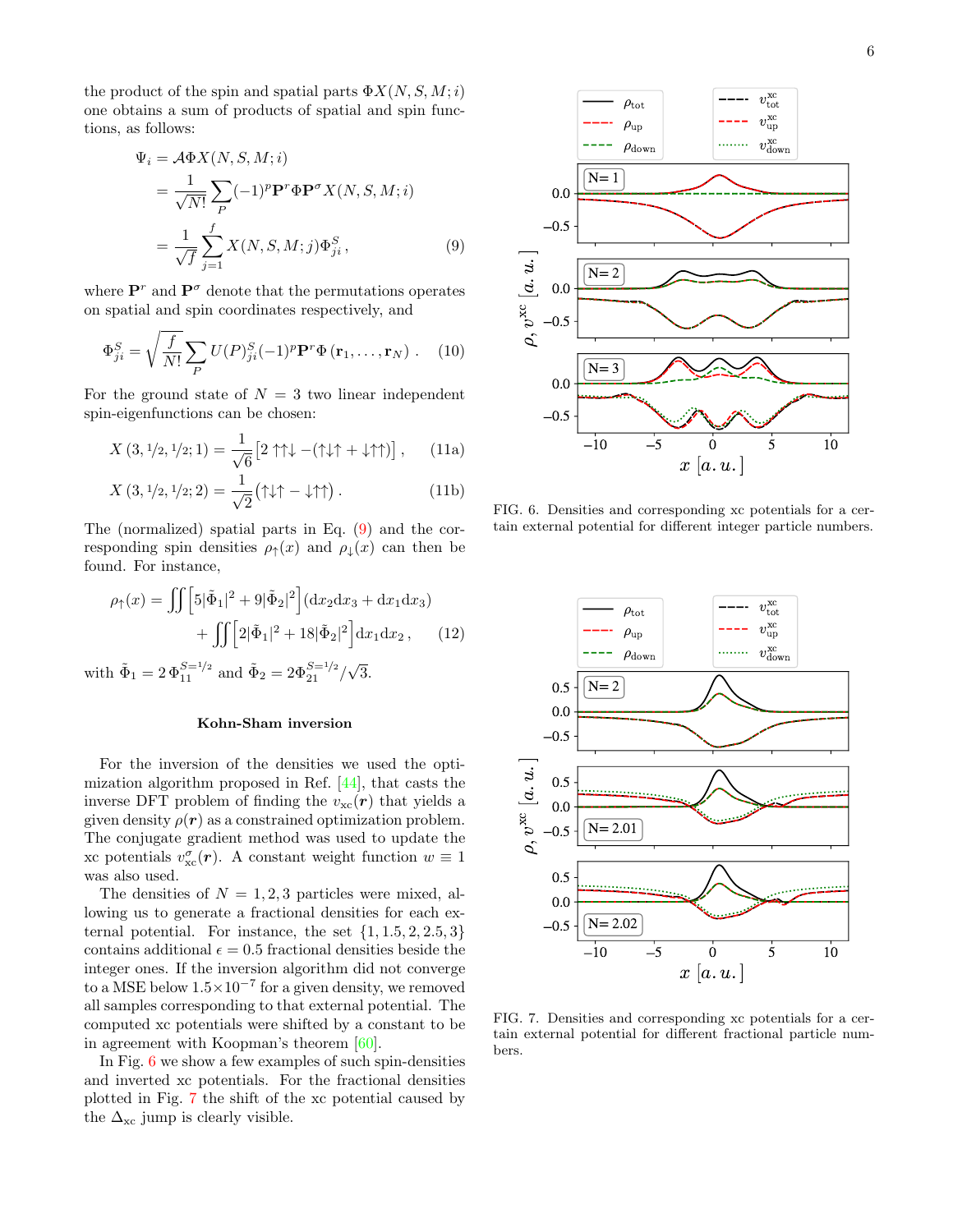the product of the spin and spatial parts $\Phi X(N, S, M; i)$ one obtains a sum of products of spatial and spin functions, as follows:

$$
\begin{aligned}
\Psi_i &= \mathcal{A}\Phi X(N,S,M;i) \\
&= \frac{1}{\sqrt{N!}}\sum_P (-1)^p \mathbf{P}^r \Phi \mathbf{P}^\sigma X(N,S,M;i) \\
&= \frac{1}{\sqrt{f}}\sum_{j=1}^{f} X(N,S,M;j)\Phi^S_{ji}\,,
\end{aligned}
\tag{9}
$$

where $\mathbf{P}^r$ and $\mathbf{P}^\sigma$ denote that the permutations operates on spatial and spin coordinates respectively, and

$$
\Phi^S_{ji} = \sqrt{\frac{f}{N!}}\sum_P U(P)^S_{ji}(-1)^p \mathbf{P}^r \Phi\left(\mathbf{r}_1,\ldots,\mathbf{r}_N\right)\,. \tag{10}
$$

For the ground state of $N = 3$ two linear independent spin-eigenfunctions can be chosen:

$$
X\left(3, {}^1\!/\!_2, {}^1\!/\!_2; 1\right) = \frac{1}{\sqrt{6}}\left[2\uparrow\uparrow\downarrow - (\uparrow\downarrow\uparrow + \downarrow\uparrow\uparrow)\right], \tag{11a}
$$

$$
X\left(3, {}^1\!/\!_2, {}^1\!/\!_2; 2\right) = \frac{1}{\sqrt{2}}(\uparrow\downarrow\uparrow - \downarrow\uparrow\uparrow)\,. \tag{11b}
$$

The (normalized) spatial parts in Eq. (9) and the corresponding spin densities $\rho_\uparrow(x)$ and $\rho_\downarrow(x)$ can then be found. For instance,

$$
\begin{aligned}
\rho_\uparrow(x) = &\iint \left[5|\tilde{\Phi}_1|^2 + 9|\tilde{\Phi}_2|^2\right](\mathrm{d}x_2\mathrm{d}x_3 + \mathrm{d}x_1\mathrm{d}x_3) \\
&+ \iint \left[2|\tilde{\Phi}_1|^2 + 18|\tilde{\Phi}_2|^2\right]\mathrm{d}x_1\mathrm{d}x_2\,,
\end{aligned}
\tag{12}
$$

with $\tilde{\Phi}_1 = 2\,\Phi^{S={}^1\!/\!_2}_{11}$ and $\tilde{\Phi}_2 = 2\Phi^{S={}^1\!/\!_2}_{21}/\sqrt{3}$.

### Kohn-Sham inversion

For the inversion of the densities we used the optimization algorithm proposed in Ref. [44], that casts the inverse DFT problem of finding the $v_{\mathrm{xc}}(\boldsymbol{r})$ that yields a given density $\rho(\boldsymbol{r})$ as a constrained optimization problem. The conjugate gradient method was used to update the xc potentials $v^\sigma_{\mathrm{xc}}(\boldsymbol{r})$. A constant weight function $w \equiv 1$ was also used.

The densities of $N = 1, 2, 3$ particles were mixed, allowing us to generate a fractional densities for each external potential. For instance, the set $\{1, 1.5, 2, 2.5, 3\}$ contains additional $\epsilon = 0.5$ fractional densities beside the integer ones. If the inversion algorithm did not converge to a MSE below $1.5\times10^{-7}$ for a given density, we removed all samples corresponding to that external potential. The computed xc potentials were shifted by a constant to be in agreement with Koopman's theorem [60].

In Fig. 6 we show a few examples of such spin-densities and inverted xc potentials. For the fractional densities plotted in Fig. 7 the shift of the xc potential caused by the $\Delta_{\mathrm{xc}}$ jump is clearly visible.

$\rho_{\mathrm{tot}}$
$\rho_{\mathrm{up}}$
$\rho_{\mathrm{down}}$
$v^{\mathrm{xc}}_{\mathrm{tot}}$
$v^{\mathrm{xc}}_{\mathrm{up}}$
$v^{\mathrm{xc}}_{\mathrm{down}}$
N= 1
N= 2
N= 3
$\rho, v^{\mathrm{xc}}$ $[a.\,u.]$
$x$ $[a.\,u.]$
0.0
−0.5
−10 −5 0 5 10

FIG. 6. Densities and corresponding xc potentials for a certain external potential for different integer particle numbers.

$\rho_{\mathrm{tot}}$
$\rho_{\mathrm{up}}$
$\rho_{\mathrm{down}}$
$v^{\mathrm{xc}}_{\mathrm{tot}}$
$v^{\mathrm{xc}}_{\mathrm{up}}$
$v^{\mathrm{xc}}_{\mathrm{down}}$
N= 2
N= 2.01
N= 2.02
$\rho, v^{\mathrm{xc}}$ $[a.\,u.]$
$x$ $[a.\,u.]$
0.5
0.0
−0.5
−10 −5 0 5 10

FIG. 7. Densities and corresponding xc potentials for a certain external potential for different fractional particle numbers.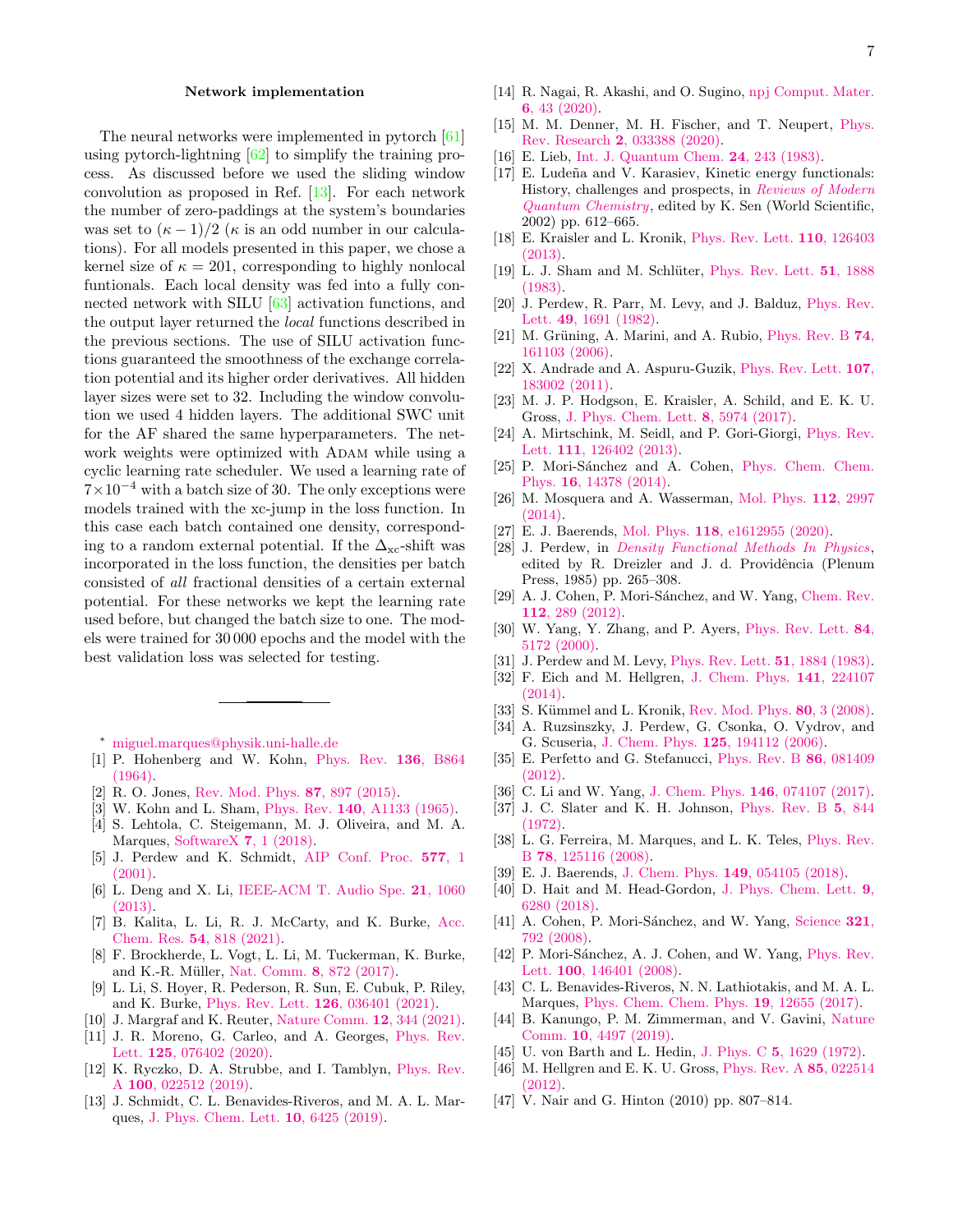### Network implementation

The neural networks were implemented in pytorch [61] using pytorch-lightning [62] to simplify the training process. As discussed before we used the sliding window convolution as proposed in Ref. [13]. For each network the number of zero-paddings at the system's boundaries was set to $(\kappa - 1)/2$ ($\kappa$ is an odd number in our calculations). For all models presented in this paper, we chose a kernel size of $\kappa = 201$, corresponding to highly nonlocal funtionals. Each local density was fed into a fully connected network with SILU [63] activation functions, and the output layer returned the *local* functions described in the previous sections. The use of SILU activation functions guaranteed the smoothness of the exchange correlation potential and its higher order derivatives. All hidden layer sizes were set to 32. Including the window convolution we used 4 hidden layers. The additional SWC unit for the AF shared the same hyperparameters. The network weights were optimized with Adam while using a cyclic learning rate scheduler. We used a learning rate of $7\times10^{-4}$ with a batch size of 30. The only exceptions were models trained with the xc-jump in the loss function. In this case each batch contained one density, corresponding to a random external potential. If the $\Delta_{\text{xc}}$-shift was incorporated in the loss function, the densities per batch consisted of *all* fractional densities of a certain external potential. For these networks we kept the learning rate used before, but changed the batch size to one. The models were trained for 30 000 epochs and the model with the best validation loss was selected for testing.

---

\* miguel.marques@physik.uni-halle.de

[1] P. Hohenberg and W. Kohn, Phys. Rev. **136**, B864 (1964).
[2] R. O. Jones, Rev. Mod. Phys. **87**, 897 (2015).
[3] W. Kohn and L. Sham, Phys. Rev. **140**, A1133 (1965).
[4] S. Lehtola, C. Steigemann, M. J. Oliveira, and M. A. Marques, SoftwareX **7**, 1 (2018).
[5] J. Perdew and K. Schmidt, AIP Conf. Proc. **577**, 1 (2001).
[6] L. Deng and X. Li, IEEE-ACM T. Audio Spe. **21**, 1060 (2013).
[7] B. Kalita, L. Li, R. J. McCarty, and K. Burke, Acc. Chem. Res. **54**, 818 (2021).
[8] F. Brockherde, L. Vogt, L. Li, M. Tuckerman, K. Burke, and K.-R. Müller, Nat. Comm. **8**, 872 (2017).
[9] L. Li, S. Hoyer, R. Pederson, R. Sun, E. Cubuk, P. Riley, and K. Burke, Phys. Rev. Lett. **126**, 036401 (2021).
[10] J. Margraf and K. Reuter, Nature Comm. **12**, 344 (2021).
[11] J. R. Moreno, G. Carleo, and A. Georges, Phys. Rev. Lett. **125**, 076402 (2020).
[12] K. Ryczko, D. A. Strubbe, and I. Tamblyn, Phys. Rev. A **100**, 022512 (2019).
[13] J. Schmidt, C. L. Benavides-Riveros, and M. A. L. Marques, J. Phys. Chem. Lett. **10**, 6425 (2019).
[14] R. Nagai, R. Akashi, and O. Sugino, npj Comput. Mater. **6**, 43 (2020).
[15] M. M. Denner, M. H. Fischer, and T. Neupert, Phys. Rev. Research **2**, 033388 (2020).
[16] E. Lieb, Int. J. Quantum Chem. **24**, 243 (1983).
[17] E. Ludeña and V. Karasiev, Kinetic energy functionals: History, challenges and prospects, in *Reviews of Modern Quantum Chemistry*, edited by K. Sen (World Scientific, 2002) pp. 612–665.
[18] E. Kraisler and L. Kronik, Phys. Rev. Lett. **110**, 126403 (2013).
[19] L. J. Sham and M. Schlüter, Phys. Rev. Lett. **51**, 1888 (1983).
[20] J. Perdew, R. Parr, M. Levy, and J. Balduz, Phys. Rev. Lett. **49**, 1691 (1982).
[21] M. Grüning, A. Marini, and A. Rubio, Phys. Rev. B **74**, 161103 (2006).
[22] X. Andrade and A. Aspuru-Guzik, Phys. Rev. Lett. **107**, 183002 (2011).
[23] M. J. P. Hodgson, E. Kraisler, A. Schild, and E. K. U. Gross, J. Phys. Chem. Lett. **8**, 5974 (2017).
[24] A. Mirtschink, M. Seidl, and P. Gori-Giorgi, Phys. Rev. Lett. **111**, 126402 (2013).
[25] P. Mori-Sánchez and A. Cohen, Phys. Chem. Chem. Phys. **16**, 14378 (2014).
[26] M. Mosquera and A. Wasserman, Mol. Phys. **112**, 2997 (2014).
[27] E. J. Baerends, Mol. Phys. **118**, e1612955 (2020).
[28] J. Perdew, in *Density Functional Methods In Physics*, edited by R. Dreizler and J. d. Providência (Plenum Press, 1985) pp. 265–308.
[29] A. J. Cohen, P. Mori-Sánchez, and W. Yang, Chem. Rev. **112**, 289 (2012).
[30] W. Yang, Y. Zhang, and P. Ayers, Phys. Rev. Lett. **84**, 5172 (2000).
[31] J. Perdew and M. Levy, Phys. Rev. Lett. **51**, 1884 (1983).
[32] F. Eich and M. Hellgren, J. Chem. Phys. **141**, 224107 (2014).
[33] S. Kümmel and L. Kronik, Rev. Mod. Phys. **80**, 3 (2008).
[34] A. Ruzsinszky, J. Perdew, G. Csonka, O. Vydrov, and G. Scuseria, J. Chem. Phys. **125**, 194112 (2006).
[35] E. Perfetto and G. Stefanucci, Phys. Rev. B **86**, 081409 (2012).
[36] C. Li and W. Yang, J. Chem. Phys. **146**, 074107 (2017).
[37] J. C. Slater and K. H. Johnson, Phys. Rev. B **5**, 844 (1972).
[38] L. G. Ferreira, M. Marques, and L. K. Teles, Phys. Rev. B **78**, 125116 (2008).
[39] E. J. Baerends, J. Chem. Phys. **149**, 054105 (2018).
[40] D. Hait and M. Head-Gordon, J. Phys. Chem. Lett. **9**, 6280 (2018).
[41] A. Cohen, P. Mori-Sánchez, and W. Yang, Science **321**, 792 (2008).
[42] P. Mori-Sánchez, A. J. Cohen, and W. Yang, Phys. Rev. Lett. **100**, 146401 (2008).
[43] C. L. Benavides-Riveros, N. N. Lathiotakis, and M. A. L. Marques, Phys. Chem. Chem. Phys. **19**, 12655 (2017).
[44] B. Kanungo, P. M. Zimmerman, and V. Gavini, Nature Comm. **10**, 4497 (2019).
[45] U. von Barth and L. Hedin, J. Phys. C **5**, 1629 (1972).
[46] M. Hellgren and E. K. U. Gross, Phys. Rev. A **85**, 022514 (2012).
[47] V. Nair and G. Hinton (2010) pp. 807–814.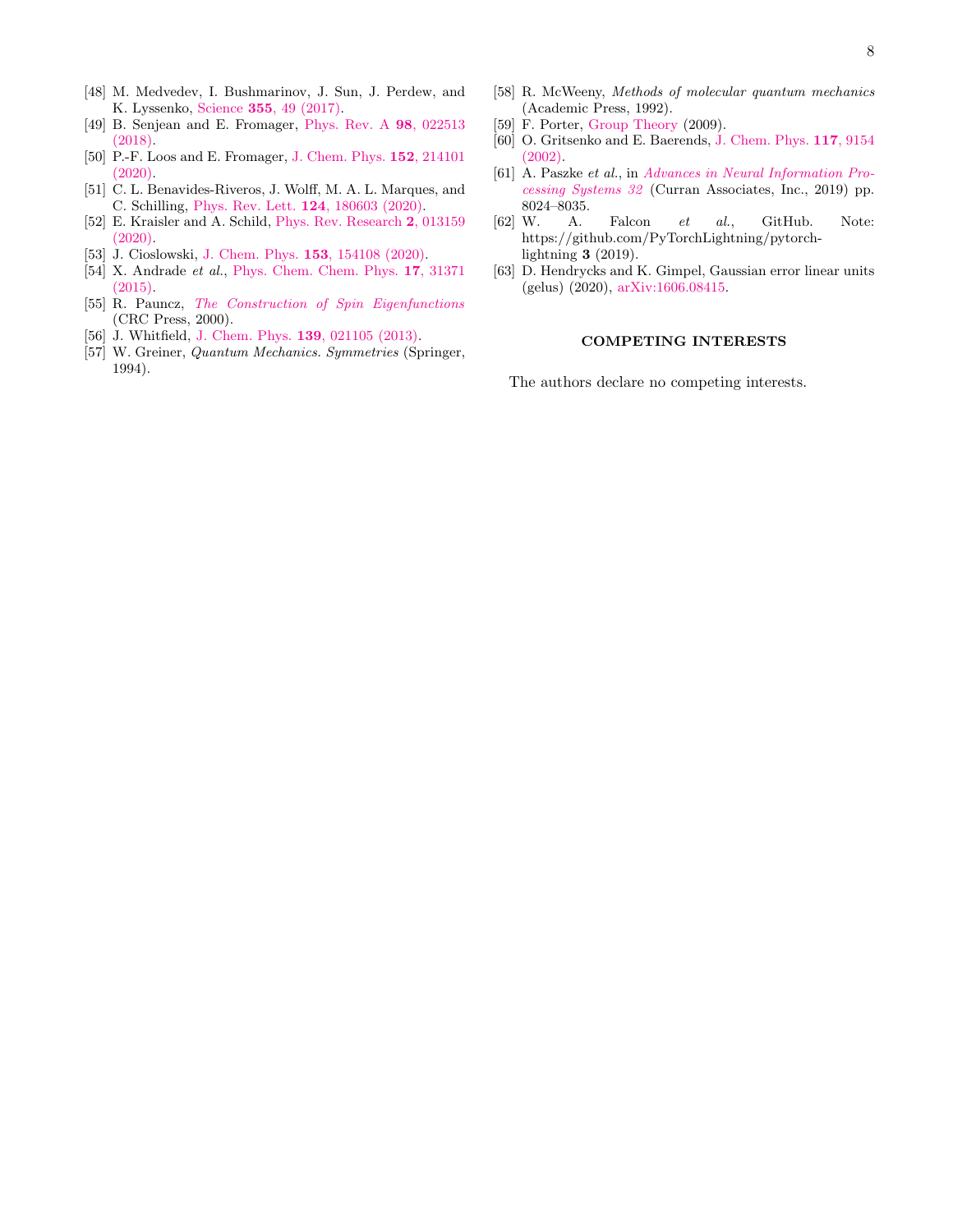[48] M. Medvedev, I. Bushmarinov, J. Sun, J. Perdew, and K. Lyssenko, Science **355**, 49 (2017).

[49] B. Senjean and E. Fromager, Phys. Rev. A **98**, 022513 (2018).

[50] P.-F. Loos and E. Fromager, J. Chem. Phys. **152**, 214101 (2020).

[51] C. L. Benavides-Riveros, J. Wolff, M. A. L. Marques, and C. Schilling, Phys. Rev. Lett. **124**, 180603 (2020).

[52] E. Kraisler and A. Schild, Phys. Rev. Research **2**, 013159 (2020).

[53] J. Cioslowski, J. Chem. Phys. **153**, 154108 (2020).

[54] X. Andrade *et al.*, Phys. Chem. Chem. Phys. **17**, 31371 (2015).

[55] R. Pauncz, *The Construction of Spin Eigenfunctions* (CRC Press, 2000).

[56] J. Whitfield, J. Chem. Phys. **139**, 021105 (2013).

[57] W. Greiner, *Quantum Mechanics. Symmetries* (Springer, 1994).

[58] R. McWeeny, *Methods of molecular quantum mechanics* (Academic Press, 1992).

[59] F. Porter, Group Theory (2009).

[60] O. Gritsenko and E. Baerends, J. Chem. Phys. **117**, 9154 (2002).

[61] A. Paszke *et al.*, in *Advances in Neural Information Processing Systems 32* (Curran Associates, Inc., 2019) pp. 8024–8035.

[62] W. A. Falcon *et al.*, GitHub. Note: https://github.com/PyTorchLightning/pytorch-lightning **3** (2019).

[63] D. Hendrycks and K. Gimpel, Gaussian error linear units (gelus) (2020), arXiv:1606.08415.

## COMPETING INTERESTS

The authors declare no competing interests.